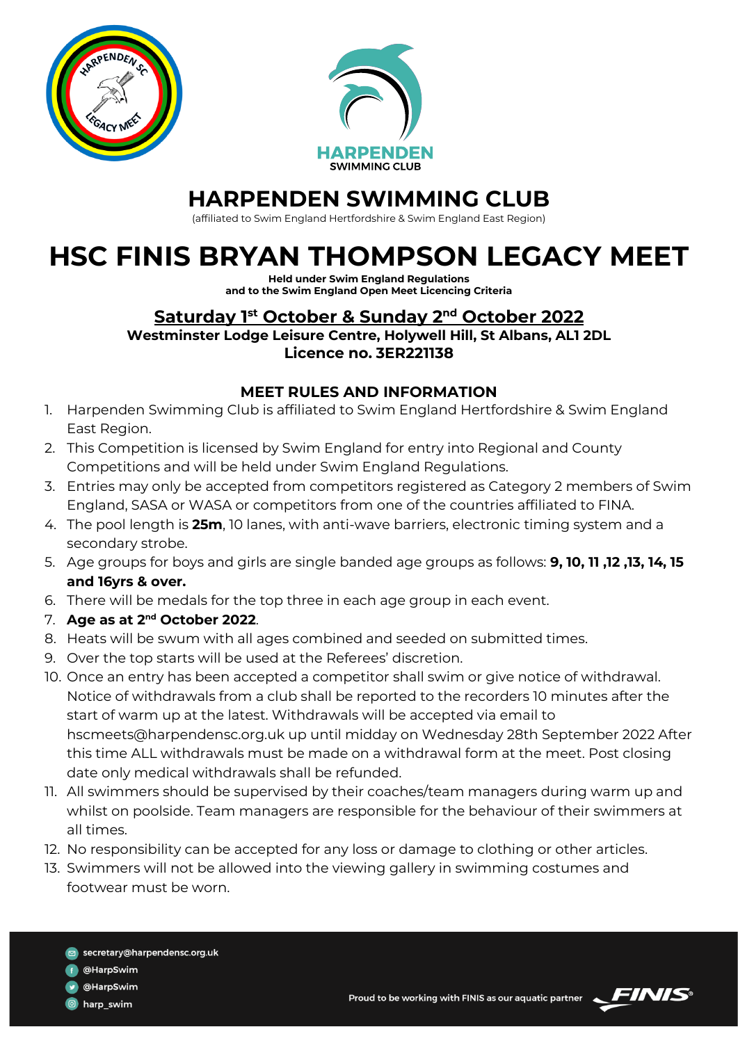# HARPENDEN SWIMMING CLUB

(affiliated to Swim England Hertfordshire & Swim England East Region)

# HSC FINIS BRYAN THOMPSON LEGACY MEET

**Held under Swim England Regulations**
**and to the Swim England Open Meet Licencing Criteria**

## Saturday 1st October & Sunday 2nd October 2022

**Westminster Lodge Leisure Centre, Holywell Hill, St Albans, AL1 2DL**
**Licence no. 3ER221138**

### MEET RULES AND INFORMATION

1. Harpenden Swimming Club is affiliated to Swim England Hertfordshire & Swim England East Region.
2. This Competition is licensed by Swim England for entry into Regional and County Competitions and will be held under Swim England Regulations.
3. Entries may only be accepted from competitors registered as Category 2 members of Swim England, SASA or WASA or competitors from one of the countries affiliated to FINA.
4. The pool length is **25m**, 10 lanes, with anti-wave barriers, electronic timing system and a secondary strobe.
5. Age groups for boys and girls are single banded age groups as follows: **9, 10, 11 ,12 ,13, 14, 15 and 16yrs & over.**
6. There will be medals for the top three in each age group in each event.
7. **Age as at 2nd October 2022**.
8. Heats will be swum with all ages combined and seeded on submitted times.
9. Over the top starts will be used at the Referees' discretion.
10. Once an entry has been accepted a competitor shall swim or give notice of withdrawal. Notice of withdrawals from a club shall be reported to the recorders 10 minutes after the start of warm up at the latest. Withdrawals will be accepted via email to hscmeets@harpendensc.org.uk up until midday on Wednesday 28th September 2022 After this time ALL withdrawals must be made on a withdrawal form at the meet. Post closing date only medical withdrawals shall be refunded.
11. All swimmers should be supervised by their coaches/team managers during warm up and whilst on poolside. Team managers are responsible for the behaviour of their swimmers at all times.
12. No responsibility can be accepted for any loss or damage to clothing or other articles.
13. Swimmers will not be allowed into the viewing gallery in swimming costumes and footwear must be worn.

secretary@harpendensc.org.uk
@HarpSwim
@HarpSwim
harp_swim

Proud to be working with FINIS as our aquatic partner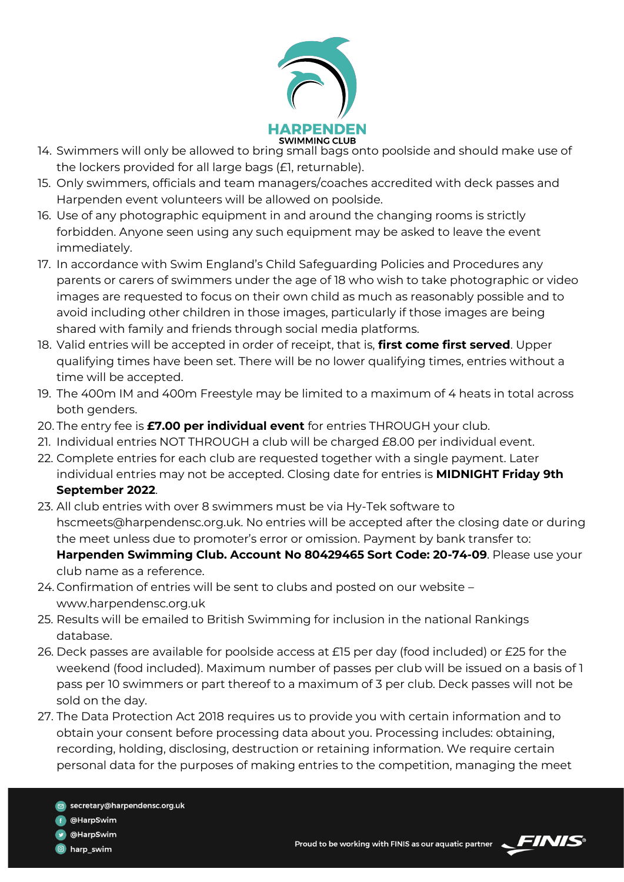14. Swimmers will only be allowed to bring small bags onto poolside and should make use of the lockers provided for all large bags (£1, returnable).
15. Only swimmers, officials and team managers/coaches accredited with deck passes and Harpenden event volunteers will be allowed on poolside.
16. Use of any photographic equipment in and around the changing rooms is strictly forbidden. Anyone seen using any such equipment may be asked to leave the event immediately.
17. In accordance with Swim England's Child Safeguarding Policies and Procedures any parents or carers of swimmers under the age of 18 who wish to take photographic or video images are requested to focus on their own child as much as reasonably possible and to avoid including other children in those images, particularly if those images are being shared with family and friends through social media platforms.
18. Valid entries will be accepted in order of receipt, that is, **first come first served**. Upper qualifying times have been set. There will be no lower qualifying times, entries without a time will be accepted.
19. The 400m IM and 400m Freestyle may be limited to a maximum of 4 heats in total across both genders.
20. The entry fee is **£7.00 per individual event** for entries THROUGH your club.
21. Individual entries NOT THROUGH a club will be charged £8.00 per individual event.
22. Complete entries for each club are requested together with a single payment. Later individual entries may not be accepted. Closing date for entries is **MIDNIGHT Friday 9th September 2022**.
23. All club entries with over 8 swimmers must be via Hy-Tek software to hscmeets@harpendensc.org.uk. No entries will be accepted after the closing date or during the meet unless due to promoter's error or omission. Payment by bank transfer to: **Harpenden Swimming Club. Account No 80429465 Sort Code: 20-74-09**. Please use your club name as a reference.
24. Confirmation of entries will be sent to clubs and posted on our website – www.harpendensc.org.uk
25. Results will be emailed to British Swimming for inclusion in the national Rankings database.
26. Deck passes are available for poolside access at £15 per day (food included) or £25 for the weekend (food included). Maximum number of passes per club will be issued on a basis of 1 pass per 10 swimmers or part thereof to a maximum of 3 per club. Deck passes will not be sold on the day.
27. The Data Protection Act 2018 requires us to provide you with certain information and to obtain your consent before processing data about you. Processing includes: obtaining, recording, holding, disclosing, destruction or retaining information. We require certain personal data for the purposes of making entries to the competition, managing the meet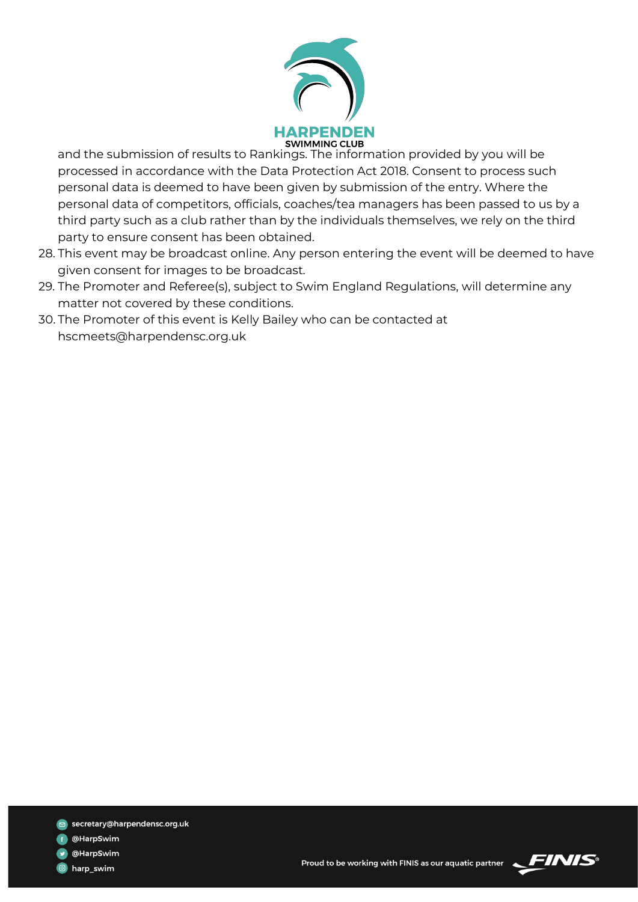and the submission of results to Rankings. The information provided by you will be processed in accordance with the Data Protection Act 2018. Consent to process such personal data is deemed to have been given by submission of the entry. Where the personal data of competitors, officials, coaches/tea managers has been passed to us by a third party such as a club rather than by the individuals themselves, we rely on the third party to ensure consent has been obtained.

28. This event may be broadcast online. Any person entering the event will be deemed to have given consent for images to be broadcast.
29. The Promoter and Referee(s), subject to Swim England Regulations, will determine any matter not covered by these conditions.
30. The Promoter of this event is Kelly Bailey who can be contacted at hscmeets@harpendensc.org.uk